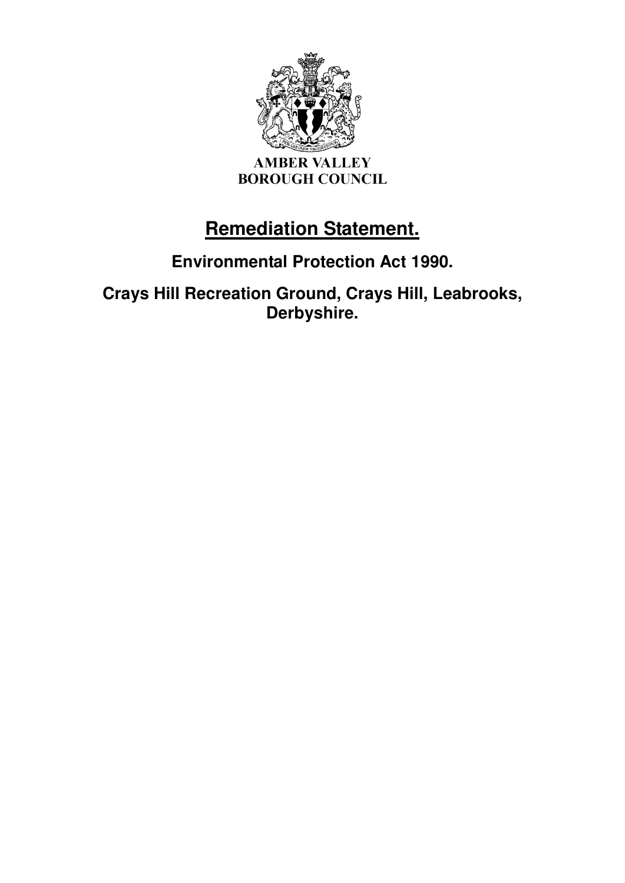AMBER VALLEY
BOROUGH COUNCIL

# Remediation Statement.

## Environmental Protection Act 1990.

## Crays Hill Recreation Ground, Crays Hill, Leabrooks, Derbyshire.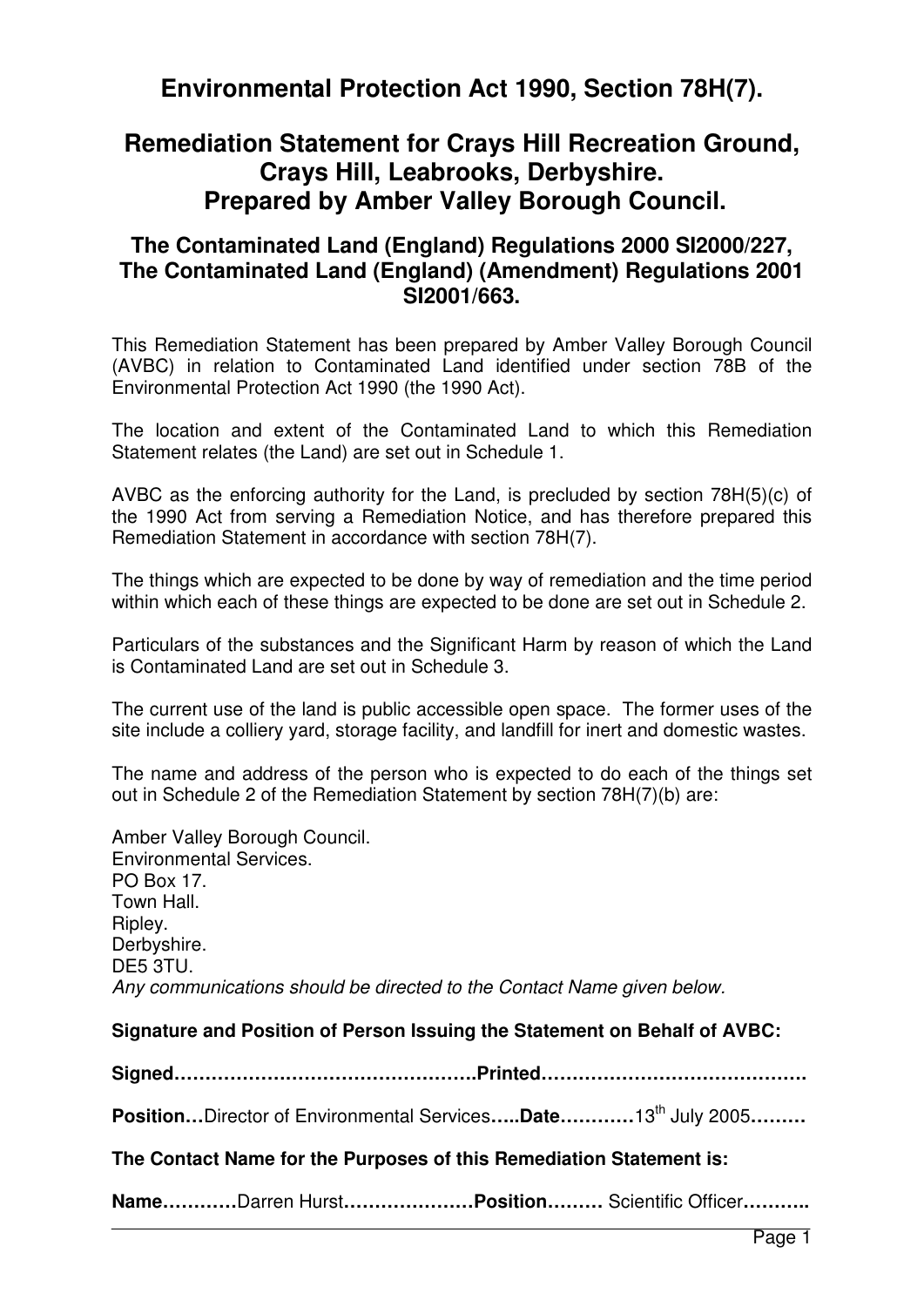# Environmental Protection Act 1990, Section 78H(7).

## Remediation Statement for Crays Hill Recreation Ground, Crays Hill, Leabrooks, Derbyshire. Prepared by Amber Valley Borough Council.

### The Contaminated Land (England) Regulations 2000 SI2000/227, The Contaminated Land (England) (Amendment) Regulations 2001 SI2001/663.

This Remediation Statement has been prepared by Amber Valley Borough Council (AVBC) in relation to Contaminated Land identified under section 78B of the Environmental Protection Act 1990 (the 1990 Act).

The location and extent of the Contaminated Land to which this Remediation Statement relates (the Land) are set out in Schedule 1.

AVBC as the enforcing authority for the Land, is precluded by section 78H(5)(c) of the 1990 Act from serving a Remediation Notice, and has therefore prepared this Remediation Statement in accordance with section 78H(7).

The things which are expected to be done by way of remediation and the time period within which each of these things are expected to be done are set out in Schedule 2.

Particulars of the substances and the Significant Harm by reason of which the Land is Contaminated Land are set out in Schedule 3.

The current use of the land is public accessible open space. The former uses of the site include a colliery yard, storage facility, and landfill for inert and domestic wastes.

The name and address of the person who is expected to do each of the things set out in Schedule 2 of the Remediation Statement by section 78H(7)(b) are:

Amber Valley Borough Council.
Environmental Services.
PO Box 17.
Town Hall.
Ripley.
Derbyshire.
DE5 3TU.
*Any communications should be directed to the Contact Name given below.*

**Signature and Position of Person Issuing the Statement on Behalf of AVBC:**

**Signed………………………………………….Printed……………………………………**

**Position…**Director of Environmental Services**…..Date…………**13th July 2005**………**

**The Contact Name for the Purposes of this Remediation Statement is:**

**Name…………**Darren Hurst**…………………Position………** Scientific Officer**………..**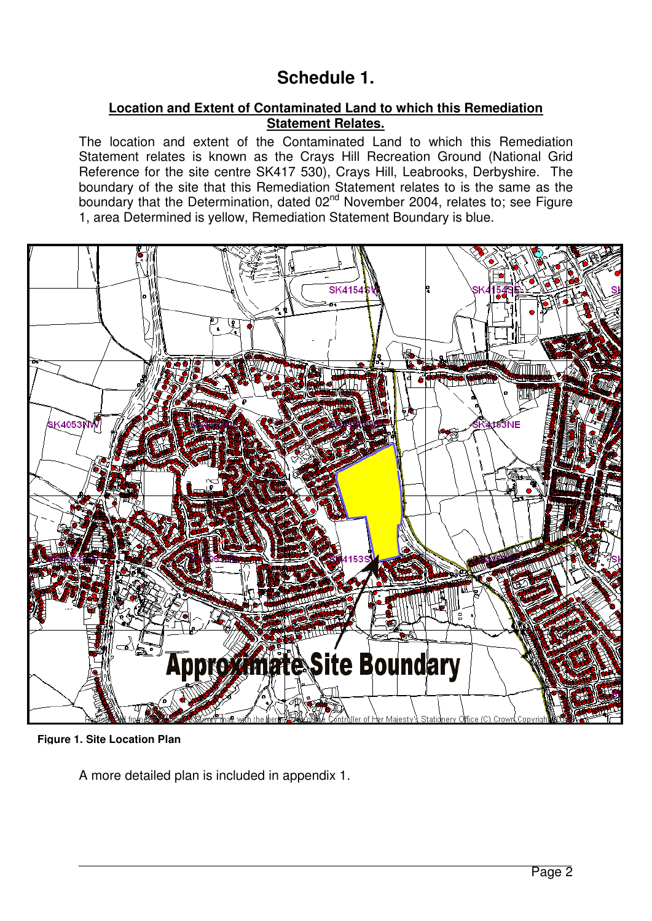# Schedule 1.

**Location and Extent of Contaminated Land to which this Remediation Statement Relates.**

The location and extent of the Contaminated Land to which this Remediation Statement relates is known as the Crays Hill Recreation Ground (National Grid Reference for the site centre SK417 530), Crays Hill, Leabrooks, Derbyshire. The boundary of the site that this Remediation Statement relates to is the same as the boundary that the Determination, dated 02nd November 2004, relates to; see Figure 1, area Determined is yellow, Remediation Statement Boundary is blue.

**Figure 1. Site Location Plan**

A more detailed plan is included in appendix 1.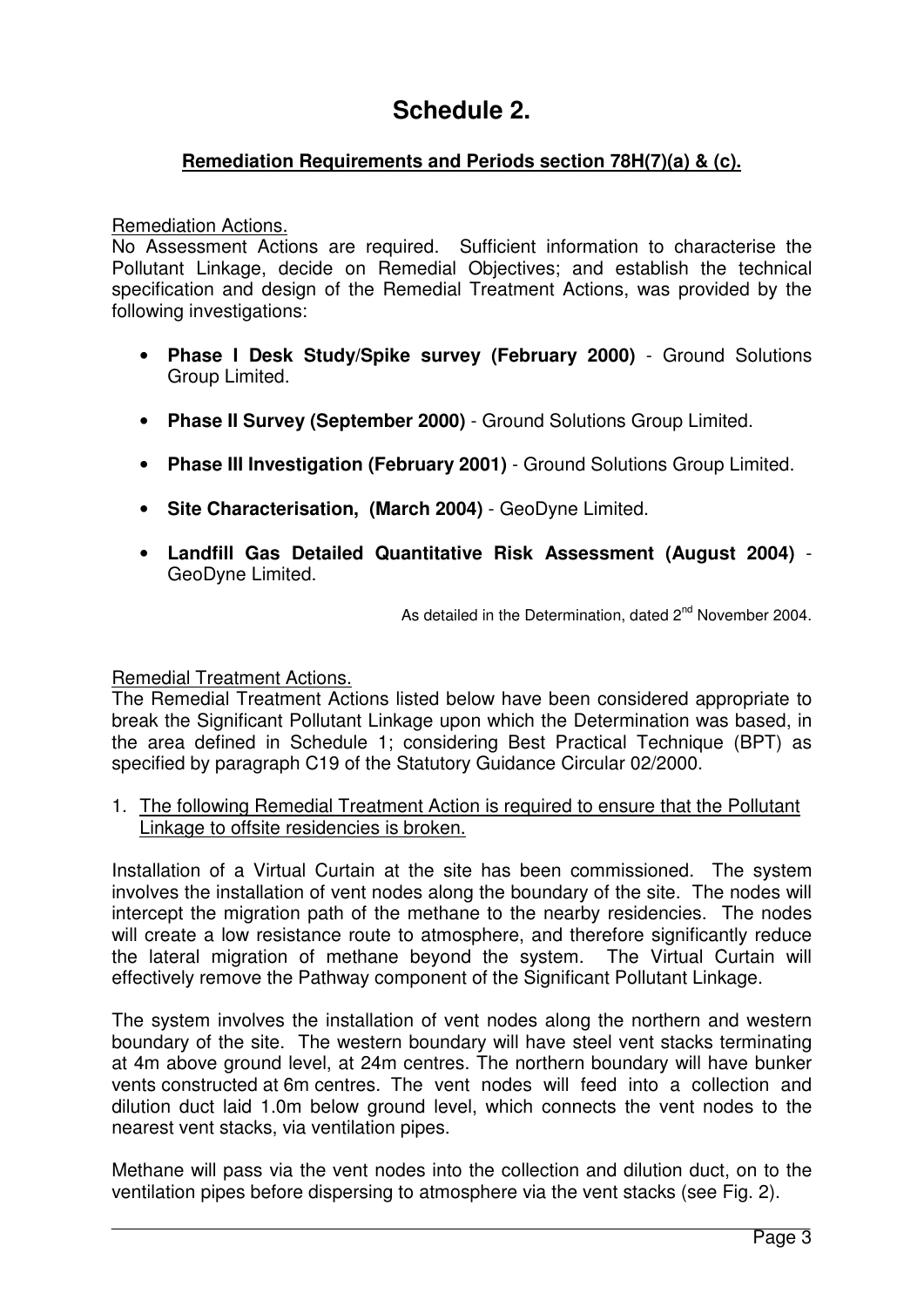# Schedule 2.

**Remediation Requirements and Periods section 78H(7)(a) & (c).**

Remediation Actions.

No Assessment Actions are required. Sufficient information to characterise the Pollutant Linkage, decide on Remedial Objectives; and establish the technical specification and design of the Remedial Treatment Actions, was provided by the following investigations:

- **Phase I Desk Study/Spike survey (February 2000)** - Ground Solutions Group Limited.
- **Phase II Survey (September 2000)** - Ground Solutions Group Limited.
- **Phase III Investigation (February 2001)** - Ground Solutions Group Limited.
- **Site Characterisation, (March 2004)** - GeoDyne Limited.
- **Landfill Gas Detailed Quantitative Risk Assessment (August 2004)** - GeoDyne Limited.

As detailed in the Determination, dated 2nd November 2004.

Remedial Treatment Actions.

The Remedial Treatment Actions listed below have been considered appropriate to break the Significant Pollutant Linkage upon which the Determination was based, in the area defined in Schedule 1; considering Best Practical Technique (BPT) as specified by paragraph C19 of the Statutory Guidance Circular 02/2000.

1. The following Remedial Treatment Action is required to ensure that the Pollutant Linkage to offsite residencies is broken.

Installation of a Virtual Curtain at the site has been commissioned. The system involves the installation of vent nodes along the boundary of the site. The nodes will intercept the migration path of the methane to the nearby residencies. The nodes will create a low resistance route to atmosphere, and therefore significantly reduce the lateral migration of methane beyond the system. The Virtual Curtain will effectively remove the Pathway component of the Significant Pollutant Linkage.

The system involves the installation of vent nodes along the northern and western boundary of the site. The western boundary will have steel vent stacks terminating at 4m above ground level, at 24m centres. The northern boundary will have bunker vents constructed at 6m centres. The vent nodes will feed into a collection and dilution duct laid 1.0m below ground level, which connects the vent nodes to the nearest vent stacks, via ventilation pipes.

Methane will pass via the vent nodes into the collection and dilution duct, on to the ventilation pipes before dispersing to atmosphere via the vent stacks (see Fig. 2).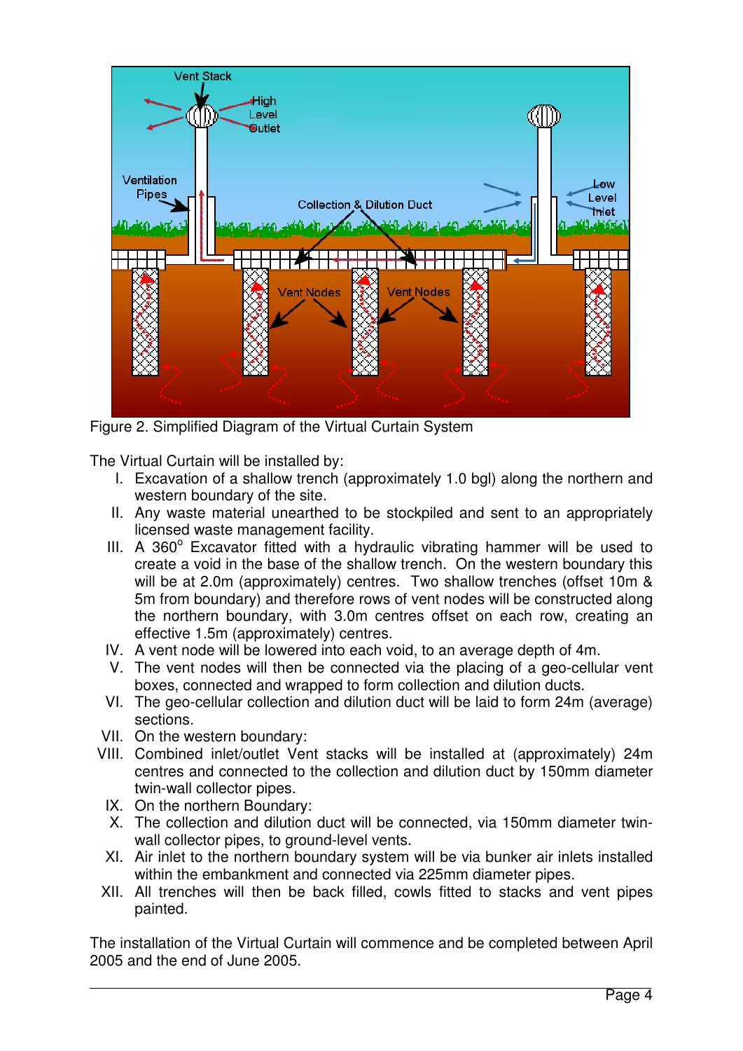Figure 2. Simplified Diagram of the Virtual Curtain System

The Virtual Curtain will be installed by:

I. Excavation of a shallow trench (approximately 1.0 bgl) along the northern and western boundary of the site.

II. Any waste material unearthed to be stockpiled and sent to an appropriately licensed waste management facility.

III. A 360° Excavator fitted with a hydraulic vibrating hammer will be used to create a void in the base of the shallow trench. On the western boundary this will be at 2.0m (approximately) centres. Two shallow trenches (offset 10m & 5m from boundary) and therefore rows of vent nodes will be constructed along the northern boundary, with 3.0m centres offset on each row, creating an effective 1.5m (approximately) centres.

IV. A vent node will be lowered into each void, to an average depth of 4m.

V. The vent nodes will then be connected via the placing of a geo-cellular vent boxes, connected and wrapped to form collection and dilution ducts.

VI. The geo-cellular collection and dilution duct will be laid to form 24m (average) sections.

VII. On the western boundary:

VIII. Combined inlet/outlet Vent stacks will be installed at (approximately) 24m centres and connected to the collection and dilution duct by 150mm diameter twin-wall collector pipes.

IX. On the northern Boundary:

X. The collection and dilution duct will be connected, via 150mm diameter twin-wall collector pipes, to ground-level vents.

XI. Air inlet to the northern boundary system will be via bunker air inlets installed within the embankment and connected via 225mm diameter pipes.

XII. All trenches will then be back filled, cowls fitted to stacks and vent pipes painted.

The installation of the Virtual Curtain will commence and be completed between April 2005 and the end of June 2005.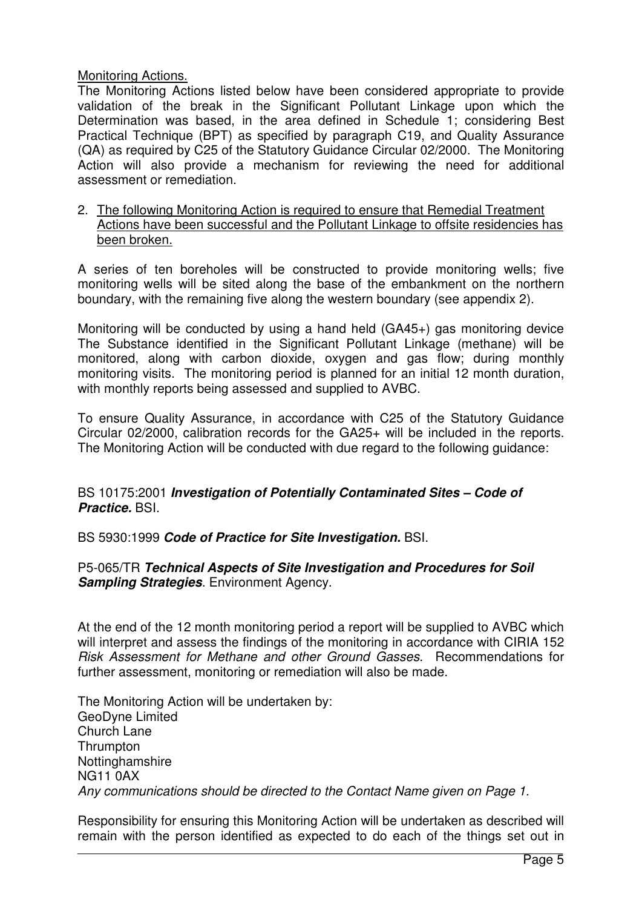Monitoring Actions.

The Monitoring Actions listed below have been considered appropriate to provide validation of the break in the Significant Pollutant Linkage upon which the Determination was based, in the area defined in Schedule 1; considering Best Practical Technique (BPT) as specified by paragraph C19, and Quality Assurance (QA) as required by C25 of the Statutory Guidance Circular 02/2000. The Monitoring Action will also provide a mechanism for reviewing the need for additional assessment or remediation.

2. The following Monitoring Action is required to ensure that Remedial Treatment Actions have been successful and the Pollutant Linkage to offsite residencies has been broken.

A series of ten boreholes will be constructed to provide monitoring wells; five monitoring wells will be sited along the base of the embankment on the northern boundary, with the remaining five along the western boundary (see appendix 2).

Monitoring will be conducted by using a hand held (GA45+) gas monitoring device The Substance identified in the Significant Pollutant Linkage (methane) will be monitored, along with carbon dioxide, oxygen and gas flow; during monthly monitoring visits. The monitoring period is planned for an initial 12 month duration, with monthly reports being assessed and supplied to AVBC.

To ensure Quality Assurance, in accordance with C25 of the Statutory Guidance Circular 02/2000, calibration records for the GA25+ will be included in the reports. The Monitoring Action will be conducted with due regard to the following guidance:

BS 10175:2001 ***Investigation of Potentially Contaminated Sites – Code of Practice.*** BSI.

BS 5930:1999 ***Code of Practice for Site Investigation.*** BSI.

P5-065/TR ***Technical Aspects of Site Investigation and Procedures for Soil Sampling Strategies***. Environment Agency.

At the end of the 12 month monitoring period a report will be supplied to AVBC which will interpret and assess the findings of the monitoring in accordance with CIRIA 152 *Risk Assessment for Methane and other Ground Gasses*. Recommendations for further assessment, monitoring or remediation will also be made.

The Monitoring Action will be undertaken by:
GeoDyne Limited
Church Lane
Thrumpton
Nottinghamshire
NG11 0AX
*Any communications should be directed to the Contact Name given on Page 1.*

Responsibility for ensuring this Monitoring Action will be undertaken as described will remain with the person identified as expected to do each of the things set out in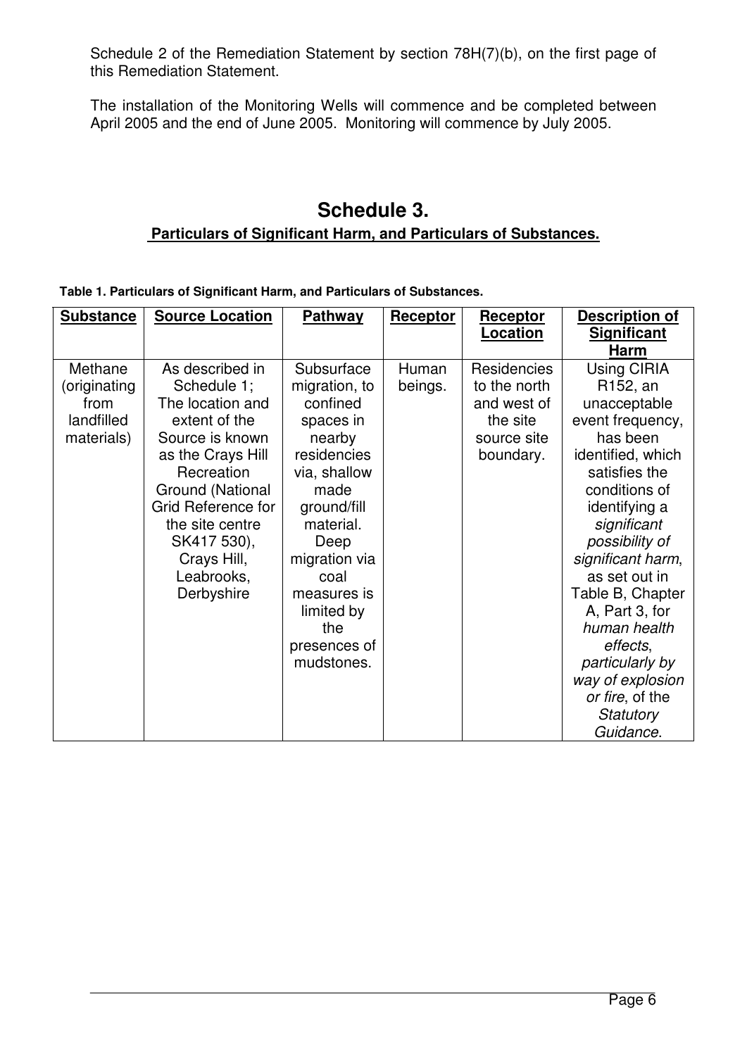Schedule 2 of the Remediation Statement by section 78H(7)(b), on the first page of this Remediation Statement.

The installation of the Monitoring Wells will commence and be completed between April 2005 and the end of June 2005. Monitoring will commence by July 2005.

# Schedule 3.

## Particulars of Significant Harm, and Particulars of Substances.

**Table 1. Particulars of Significant Harm, and Particulars of Substances.**

| Substance | Source Location | Pathway | Receptor | Receptor Location | Description of Significant Harm |
|---|---|---|---|---|---|
| Methane (originating from landfilled materials) | As described in Schedule 1; The location and extent of the Source is known as the Crays Hill Recreation Ground (National Grid Reference for the site centre SK417 530), Crays Hill, Leabrooks, Derbyshire | Subsurface migration, to confined spaces in nearby residencies via, shallow made ground/fill material. Deep migration via coal measures is limited by the presences of mudstones. | Human beings. | Residencies to the north and west of the site source site boundary. | Using CIRIA R152, an unacceptable event frequency, has been identified, which satisfies the conditions of identifying a *significant possibility of significant harm*, as set out in Table B, Chapter A, Part 3, for *human health effects*, *particularly by way of explosion or fire*, of the *Statutory Guidance*. |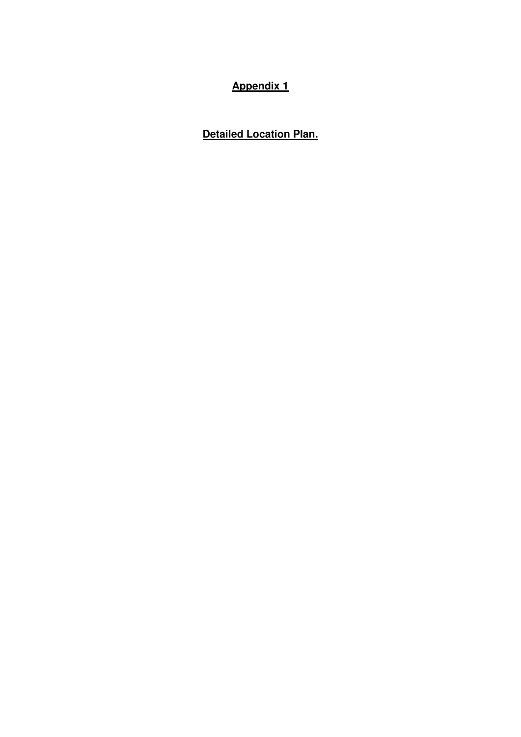# **Appendix 1**

## **Detailed Location Plan.**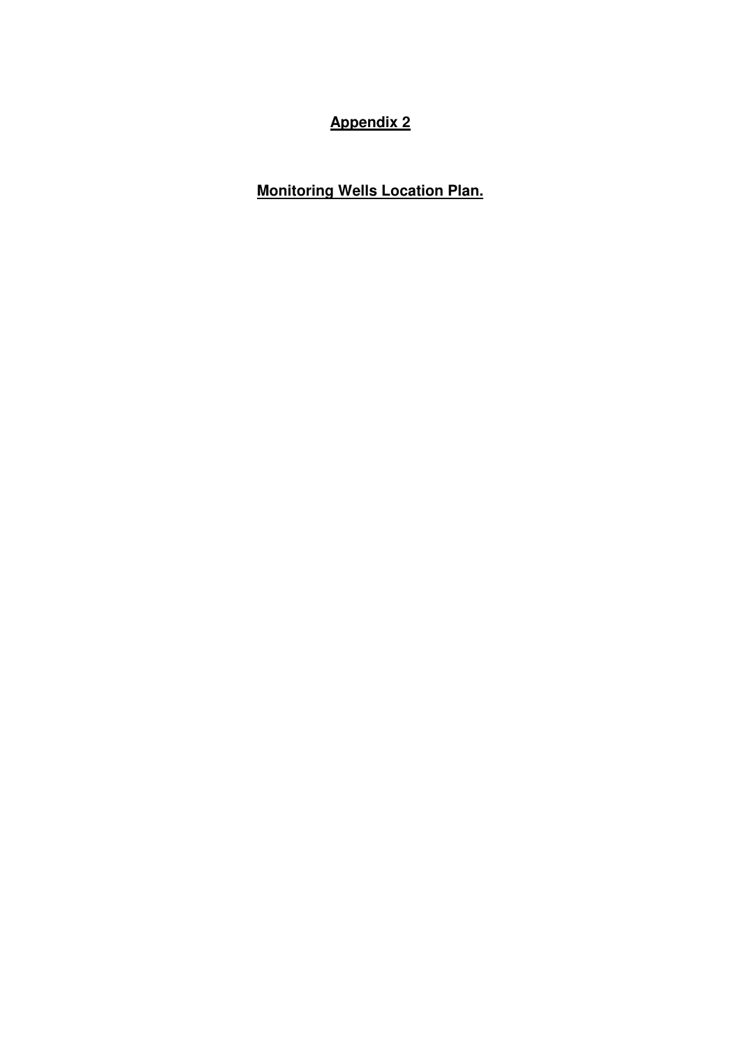**Appendix 2**

**Monitoring Wells Location Plan.**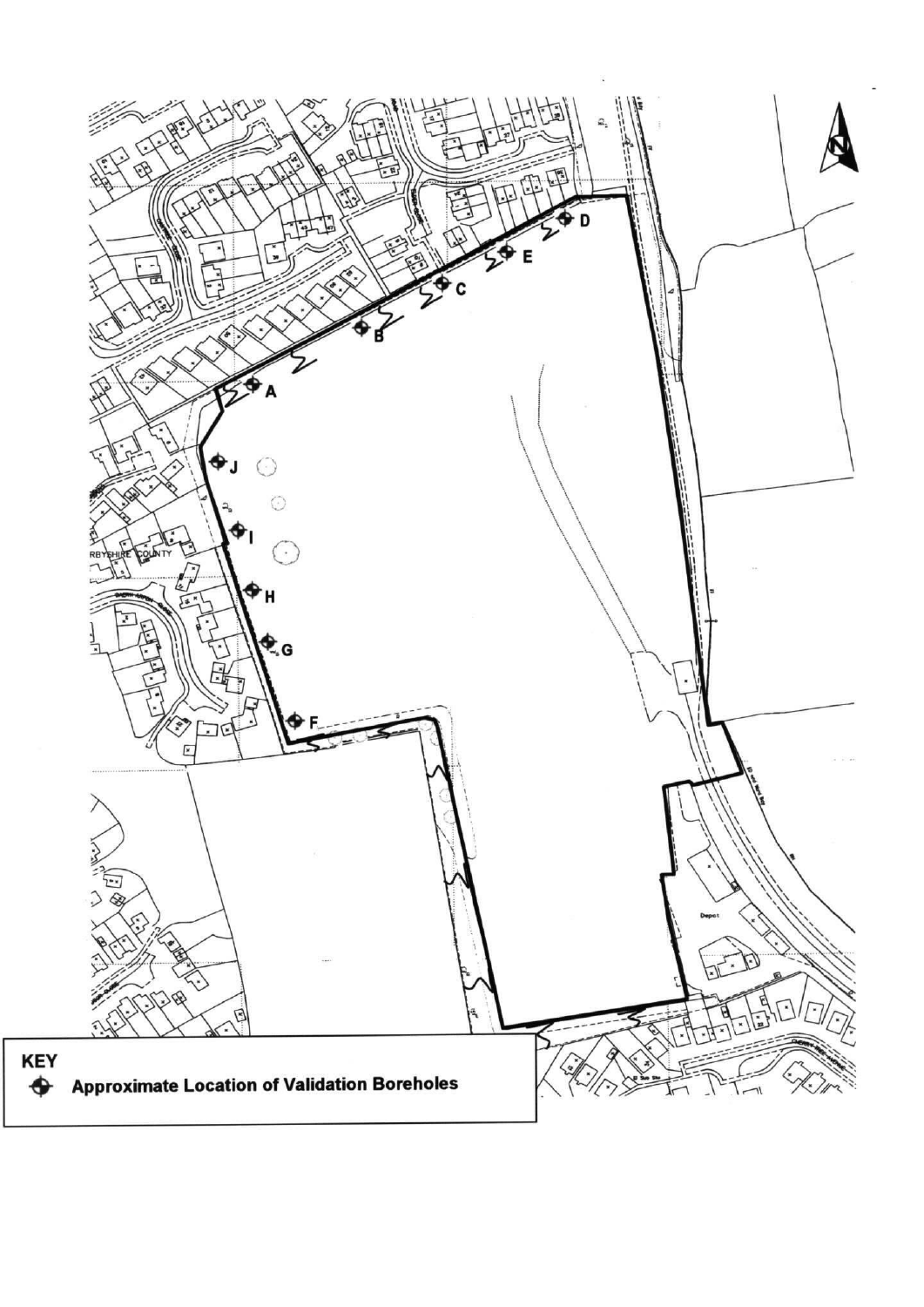A

B

C

D

E

F

G

H

I

J

RBYSHIRE COUNTY

Depot

**KEY**

**Approximate Location of Validation Boreholes**